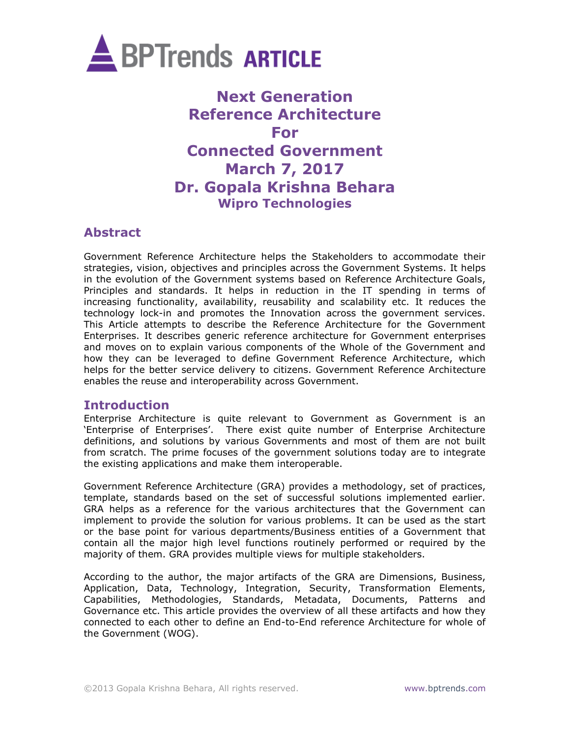BPTrends **ARTICLE**

# Next Generation Reference Architecture For Connected Government

**March 7, 2017**

**Dr. Gopala Krishna Behara**

**Wipro Technologies**

## Abstract

Government Reference Architecture helps the Stakeholders to accommodate their strategies, vision, objectives and principles across the Government Systems. It helps in the evolution of the Government systems based on Reference Architecture Goals, Principles and standards. It helps in reduction in the IT spending in terms of increasing functionality, availability, reusability and scalability etc. It reduces the technology lock-in and promotes the Innovation across the government services. This Article attempts to describe the Reference Architecture for the Government Enterprises. It describes generic reference architecture for Government enterprises and moves on to explain various components of the Whole of the Government and how they can be leveraged to define Government Reference Architecture, which helps for the better service delivery to citizens. Government Reference Architecture enables the reuse and interoperability across Government.

## Introduction

Enterprise Architecture is quite relevant to Government as Government is an 'Enterprise of Enterprises'. There exist quite number of Enterprise Architecture definitions, and solutions by various Governments and most of them are not built from scratch. The prime focuses of the government solutions today are to integrate the existing applications and make them interoperable.

Government Reference Architecture (GRA) provides a methodology, set of practices, template, standards based on the set of successful solutions implemented earlier. GRA helps as a reference for the various architectures that the Government can implement to provide the solution for various problems. It can be used as the start or the base point for various departments/Business entities of a Government that contain all the major high level functions routinely performed or required by the majority of them. GRA provides multiple views for multiple stakeholders.

According to the author, the major artifacts of the GRA are Dimensions, Business, Application, Data, Technology, Integration, Security, Transformation Elements, Capabilities, Methodologies, Standards, Metadata, Documents, Patterns and Governance etc. This article provides the overview of all these artifacts and how they connected to each other to define an End-to-End reference Architecture for whole of the Government (WOG).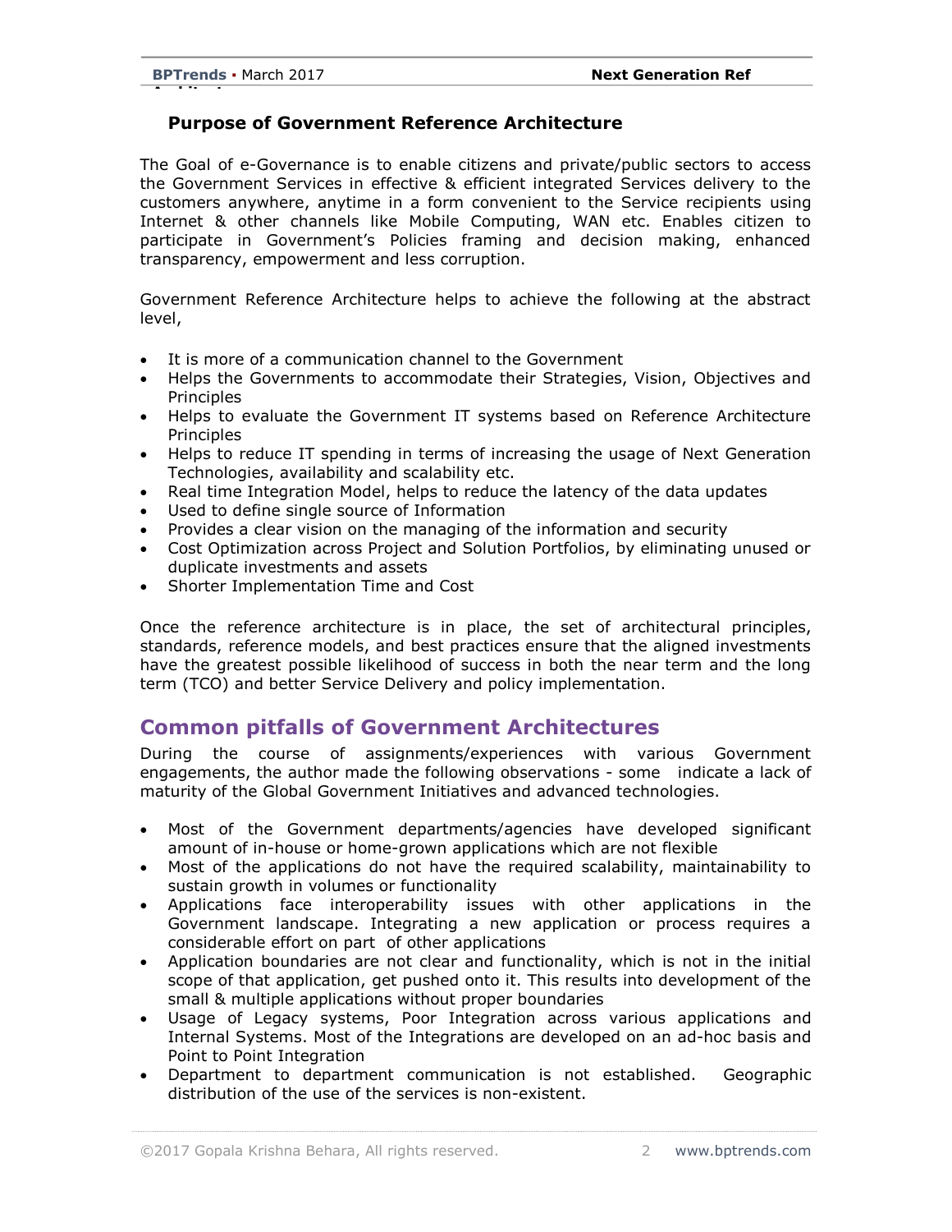### Purpose of Government Reference Architecture

The Goal of e-Governance is to enable citizens and private/public sectors to access the Government Services in effective & efficient integrated Services delivery to the customers anywhere, anytime in a form convenient to the Service recipients using Internet & other channels like Mobile Computing, WAN etc. Enables citizen to participate in Government's Policies framing and decision making, enhanced transparency, empowerment and less corruption.

Government Reference Architecture helps to achieve the following at the abstract level,

- It is more of a communication channel to the Government
- Helps the Governments to accommodate their Strategies, Vision, Objectives and Principles
- Helps to evaluate the Government IT systems based on Reference Architecture Principles
- Helps to reduce IT spending in terms of increasing the usage of Next Generation Technologies, availability and scalability etc.
- Real time Integration Model, helps to reduce the latency of the data updates
- Used to define single source of Information
- Provides a clear vision on the managing of the information and security
- Cost Optimization across Project and Solution Portfolios, by eliminating unused or duplicate investments and assets
- Shorter Implementation Time and Cost

Once the reference architecture is in place, the set of architectural principles, standards, reference models, and best practices ensure that the aligned investments have the greatest possible likelihood of success in both the near term and the long term (TCO) and better Service Delivery and policy implementation.

## Common pitfalls of Government Architectures

During the course of assignments/experiences with various Government engagements, the author made the following observations - some indicate a lack of maturity of the Global Government Initiatives and advanced technologies.

- Most of the Government departments/agencies have developed significant amount of in-house or home-grown applications which are not flexible
- Most of the applications do not have the required scalability, maintainability to sustain growth in volumes or functionality
- Applications face interoperability issues with other applications in the Government landscape. Integrating a new application or process requires a considerable effort on part of other applications
- Application boundaries are not clear and functionality, which is not in the initial scope of that application, get pushed onto it. This results into development of the small & multiple applications without proper boundaries
- Usage of Legacy systems, Poor Integration across various applications and Internal Systems. Most of the Integrations are developed on an ad-hoc basis and Point to Point Integration
- Department to department communication is not established. Geographic distribution of the use of the services is non-existent.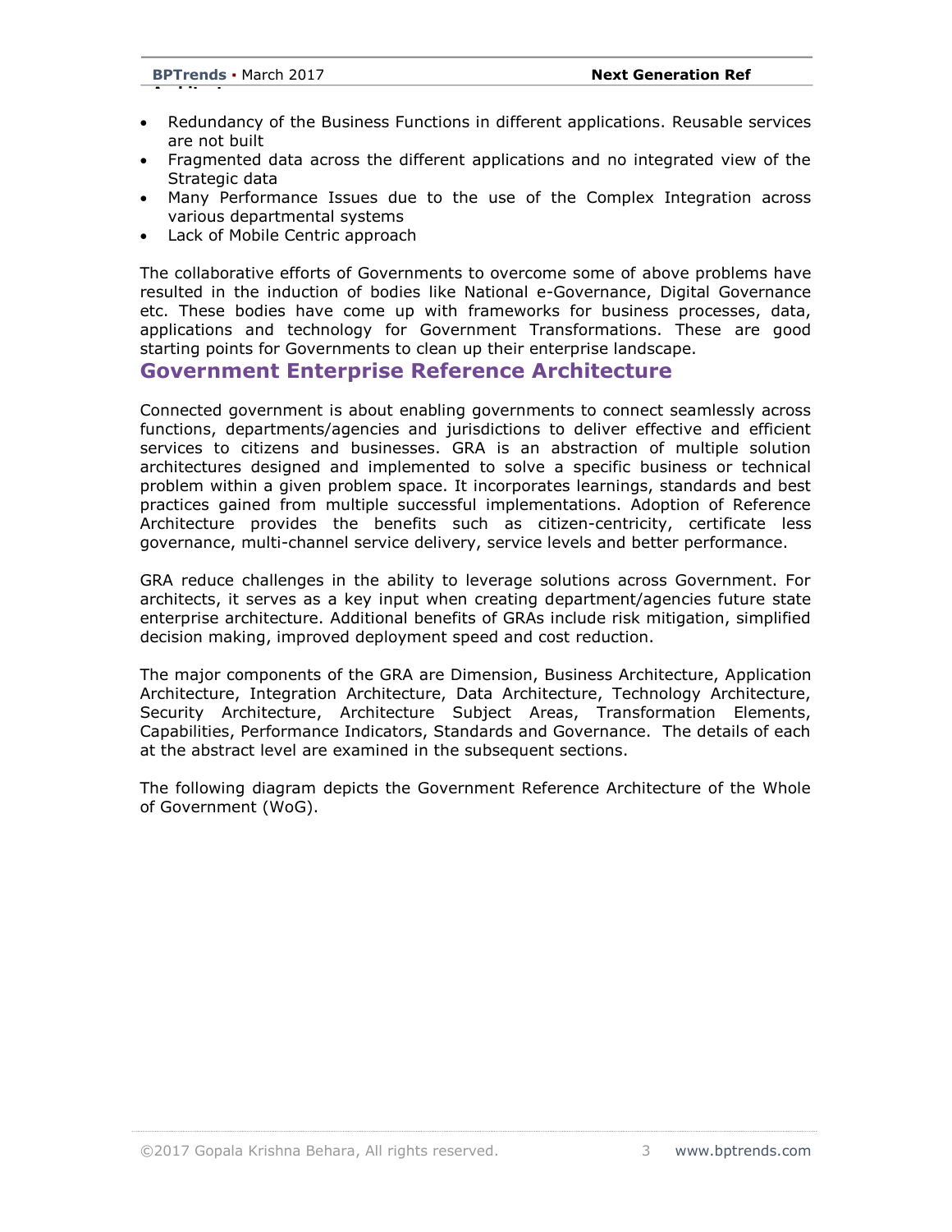- Redundancy of the Business Functions in different applications. Reusable services are not built
- Fragmented data across the different applications and no integrated view of the Strategic data
- Many Performance Issues due to the use of the Complex Integration across various departmental systems
- Lack of Mobile Centric approach

The collaborative efforts of Governments to overcome some of above problems have resulted in the induction of bodies like National e-Governance, Digital Governance etc. These bodies have come up with frameworks for business processes, data, applications and technology for Government Transformations. These are good starting points for Governments to clean up their enterprise landscape.

## Government Enterprise Reference Architecture

Connected government is about enabling governments to connect seamlessly across functions, departments/agencies and jurisdictions to deliver effective and efficient services to citizens and businesses. GRA is an abstraction of multiple solution architectures designed and implemented to solve a specific business or technical problem within a given problem space. It incorporates learnings, standards and best practices gained from multiple successful implementations. Adoption of Reference Architecture provides the benefits such as citizen-centricity, certificate less governance, multi-channel service delivery, service levels and better performance.

GRA reduce challenges in the ability to leverage solutions across Government. For architects, it serves as a key input when creating department/agencies future state enterprise architecture. Additional benefits of GRAs include risk mitigation, simplified decision making, improved deployment speed and cost reduction.

The major components of the GRA are Dimension, Business Architecture, Application Architecture, Integration Architecture, Data Architecture, Technology Architecture, Security Architecture, Architecture Subject Areas, Transformation Elements, Capabilities, Performance Indicators, Standards and Governance. The details of each at the abstract level are examined in the subsequent sections.

The following diagram depicts the Government Reference Architecture of the Whole of Government (WoG).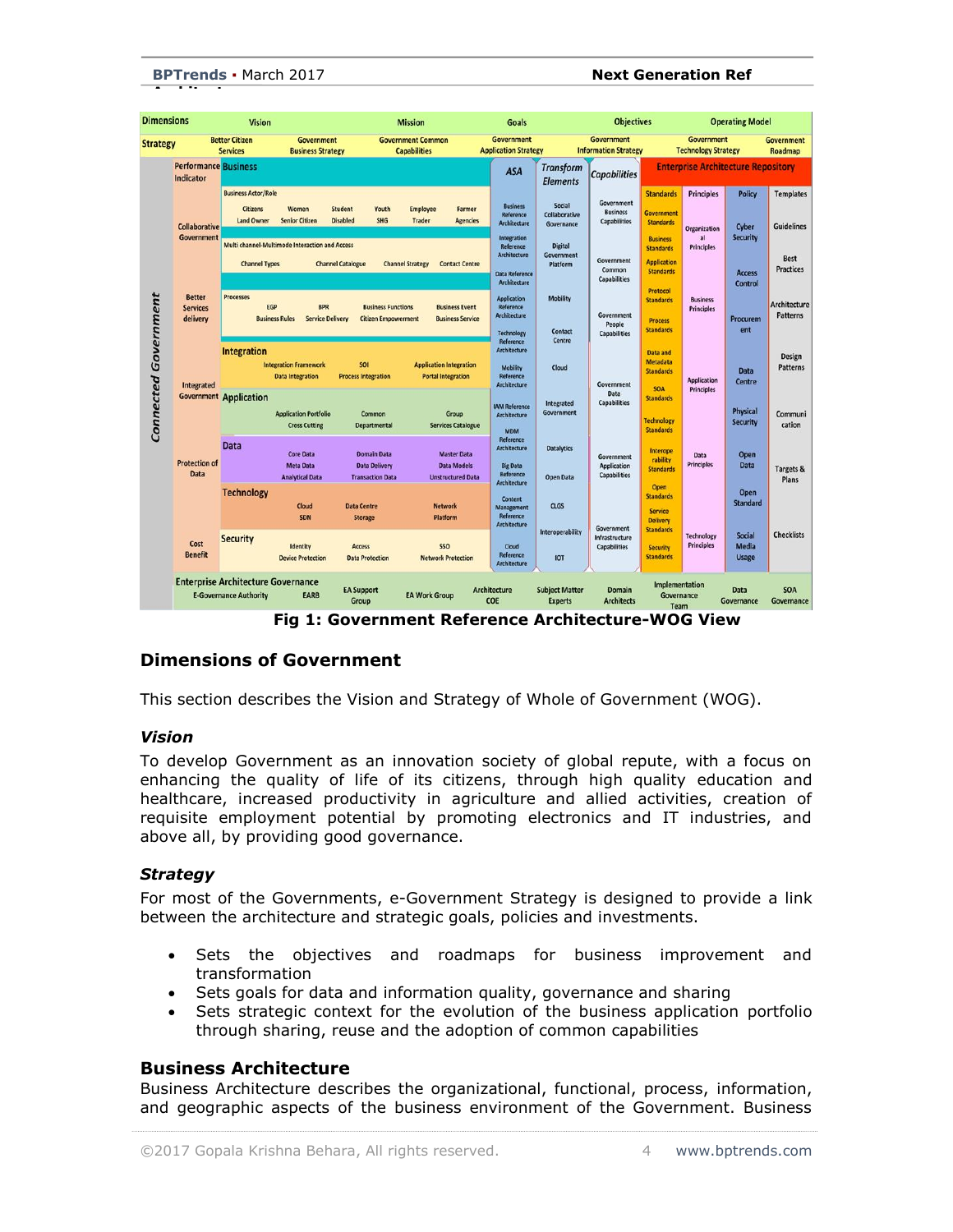Dimensions | Vision | Mission | Goals | Objectives | Operating Model

Strategy | Better Citizen Services | Government Business Strategy | Government Common Capabilities | Government Application Strategy | Government Information Strategy | Government Technology Strategy | Government Roadmap

Connected Government

Performance Indicator

Collaborative Government

Better Services delivery

Integrated Government

Protection of Data

Cost Benefit

Business

Business Actor/Role

Citizens, Women, Student, Youth, Employee, Farmer

Land Owner, Senior Citizen, Disabled, SHG, Trader, Agencies

Multi channel-Multimode Interaction and Access

Channel Types, Channel Catalogue, Channel Strategy, Contact Centre

Processes

EGP, BPR, Business Functions, Business Event

Business Rules, Service Delivery, Citizen Empowerment, Business Service

Integration

Integration Framework, SOI, Application Integration

Data Integration, Process Integration, Portal Integration

Application

Application Portfolio, Common, Group

Cross Cutting, Departmental, Services Catalogue

Data

Core Data, Domain Data, Master Data

Meta Data, Data Delivery, Data Models

Analytical Data, Transaction Data, Unstructured Data

Technology

Cloud, Data Centre, Network

SDN, Storage, Platform

Security

Identity, Access, SSO

Device Protection, Data Protection, Network Protection

ASA

Business Reference Architecture

Integration Reference Architecture

Data Reference Architecture

Application Reference Architecture

Technology Reference Architecture

Mobility Reference Architecture

IAM Reference Architecture

MDM Reference Architecture

Big Data Reference Architecture

Content Management Reference Architecture

Cloud Reference Architecture

Transform Elements

Social Collaborative Governance

Digital Government Platform

Mobility

Contact Centre

Cloud

Integrated Government

Datalytics

Open Data

CLGS

Interoperability

IOT

Capabilities

Government Business Capabilities

Government Common Capabilities

Government People Capabilities

Government Data Capabilities

Government Application Capabilities

Government Infrastructure Capabilities

Enterprise Architecture Repository

Standards: Government Standards, Business Standards, Application Standards, Protocol Standards, Process Standards, Data and Metadata Standards, SOA Standards, Technology Standards, Interoperability Standards, Open Standards, Service Delivery Standards, Security Standards

Principles: Organizational Principles, Business Principles, Application Principles, Data Principles, Technology Principles

Policy: Cyber Security, Access Control, Procurement, Data Centre, Physical Security, Open Data, Open Standard, Social Media Usage

Templates, Guidelines, Best Practices, Architecture Patterns, Design Patterns, Communication, Targets & Plans, Checklists

Enterprise Architecture Governance

E-Governance Authority, EARB, EA Support Group, EA Work Group, Architecture COE, Subject Matter Experts, Domain Architects, Implementation Governance Team, Data Governance, SOA Governance

**Fig 1: Government Reference Architecture-WOG View**

## Dimensions of Government

This section describes the Vision and Strategy of Whole of Government (WOG).

### *Vision*

To develop Government as an innovation society of global repute, with a focus on enhancing the quality of life of its citizens, through high quality education and healthcare, increased productivity in agriculture and allied activities, creation of requisite employment potential by promoting electronics and IT industries, and above all, by providing good governance.

### *Strategy*

For most of the Governments, e-Government Strategy is designed to provide a link between the architecture and strategic goals, policies and investments.

- Sets the objectives and roadmaps for business improvement and transformation
- Sets goals for data and information quality, governance and sharing
- Sets strategic context for the evolution of the business application portfolio through sharing, reuse and the adoption of common capabilities

## Business Architecture

Business Architecture describes the organizational, functional, process, information, and geographic aspects of the business environment of the Government. Business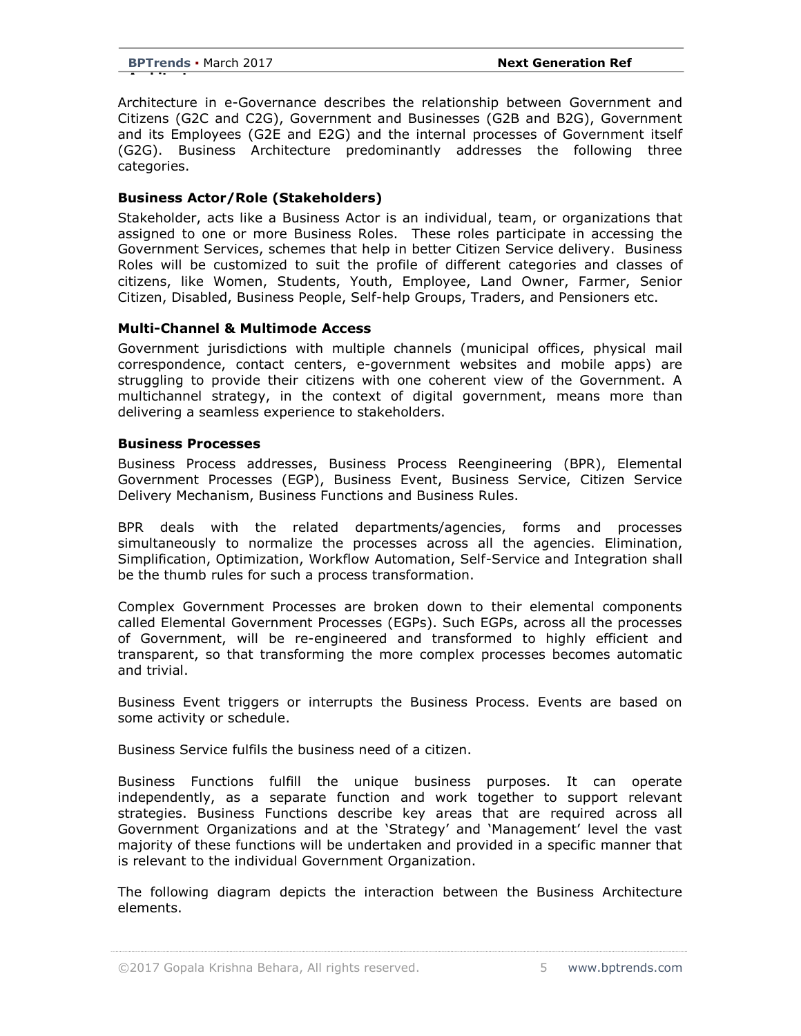Architecture in e-Governance describes the relationship between Government and Citizens (G2C and C2G), Government and Businesses (G2B and B2G), Government and its Employees (G2E and E2G) and the internal processes of Government itself (G2G). Business Architecture predominantly addresses the following three categories.

**Business Actor/Role (Stakeholders)**

Stakeholder, acts like a Business Actor is an individual, team, or organizations that assigned to one or more Business Roles. These roles participate in accessing the Government Services, schemes that help in better Citizen Service delivery. Business Roles will be customized to suit the profile of different categories and classes of citizens, like Women, Students, Youth, Employee, Land Owner, Farmer, Senior Citizen, Disabled, Business People, Self-help Groups, Traders, and Pensioners etc.

**Multi-Channel & Multimode Access**

Government jurisdictions with multiple channels (municipal offices, physical mail correspondence, contact centers, e-government websites and mobile apps) are struggling to provide their citizens with one coherent view of the Government. A multichannel strategy, in the context of digital government, means more than delivering a seamless experience to stakeholders.

**Business Processes**

Business Process addresses, Business Process Reengineering (BPR), Elemental Government Processes (EGP), Business Event, Business Service, Citizen Service Delivery Mechanism, Business Functions and Business Rules.

BPR deals with the related departments/agencies, forms and processes simultaneously to normalize the processes across all the agencies. Elimination, Simplification, Optimization, Workflow Automation, Self-Service and Integration shall be the thumb rules for such a process transformation.

Complex Government Processes are broken down to their elemental components called Elemental Government Processes (EGPs). Such EGPs, across all the processes of Government, will be re-engineered and transformed to highly efficient and transparent, so that transforming the more complex processes becomes automatic and trivial.

Business Event triggers or interrupts the Business Process. Events are based on some activity or schedule.

Business Service fulfils the business need of a citizen.

Business Functions fulfill the unique business purposes. It can operate independently, as a separate function and work together to support relevant strategies. Business Functions describe key areas that are required across all Government Organizations and at the 'Strategy' and 'Management' level the vast majority of these functions will be undertaken and provided in a specific manner that is relevant to the individual Government Organization.

The following diagram depicts the interaction between the Business Architecture elements.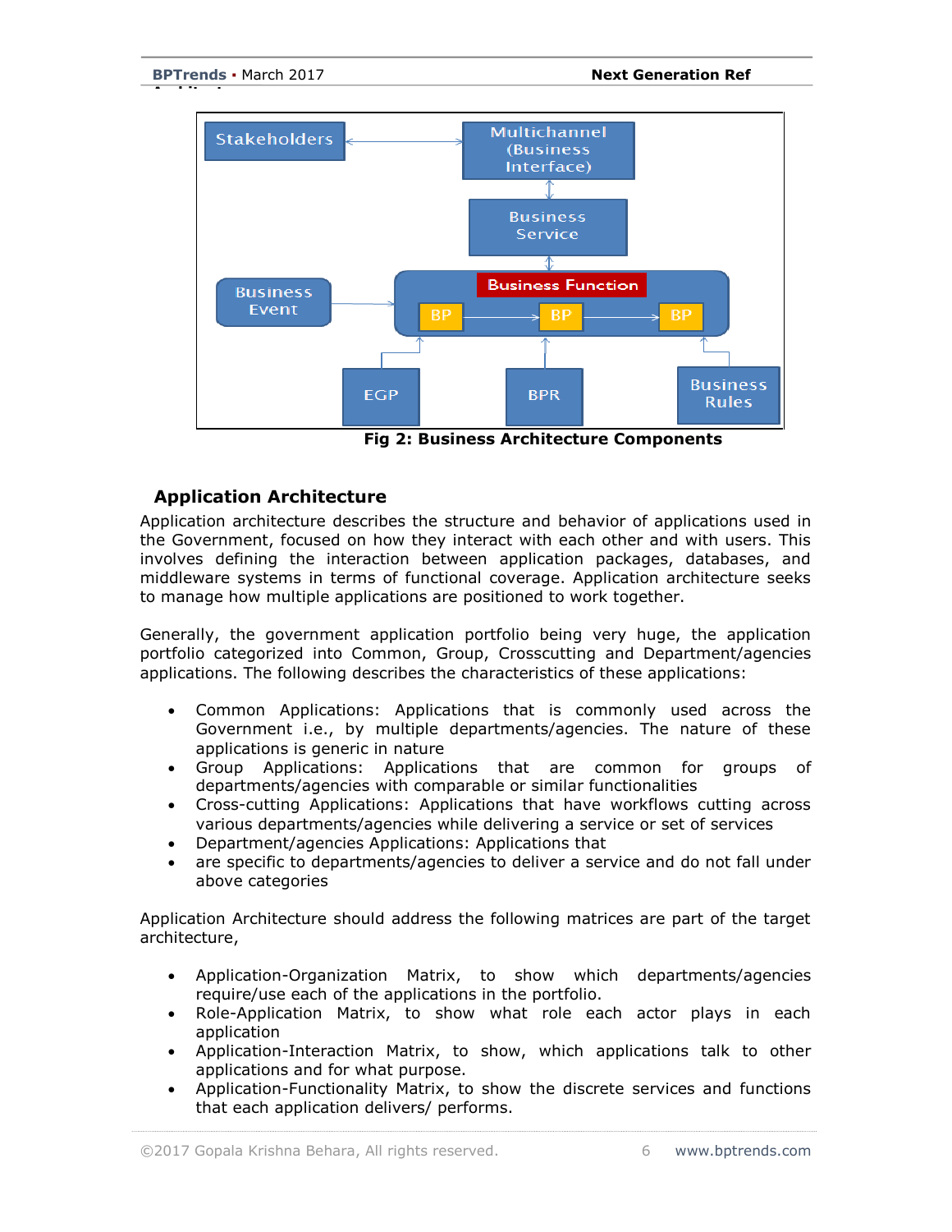Stakeholders

Multichannel (Business Interface)

Business Service

Business Event

Business Function

BP

BP

BP

EGP

BPR

Business Rules

**Fig 2: Business Architecture Components**

## Application Architecture

Application architecture describes the structure and behavior of applications used in the Government, focused on how they interact with each other and with users. This involves defining the interaction between application packages, databases, and middleware systems in terms of functional coverage. Application architecture seeks to manage how multiple applications are positioned to work together.

Generally, the government application portfolio being very huge, the application portfolio categorized into Common, Group, Crosscutting and Department/agencies applications. The following describes the characteristics of these applications:

- Common Applications: Applications that is commonly used across the Government i.e., by multiple departments/agencies. The nature of these applications is generic in nature
- Group Applications: Applications that are common for groups of departments/agencies with comparable or similar functionalities
- Cross-cutting Applications: Applications that have workflows cutting across various departments/agencies while delivering a service or set of services
- Department/agencies Applications: Applications that
- are specific to departments/agencies to deliver a service and do not fall under above categories

Application Architecture should address the following matrices are part of the target architecture,

- Application-Organization Matrix, to show which departments/agencies require/use each of the applications in the portfolio.
- Role-Application Matrix, to show what role each actor plays in each application
- Application-Interaction Matrix, to show, which applications talk to other applications and for what purpose.
- Application-Functionality Matrix, to show the discrete services and functions that each application delivers/ performs.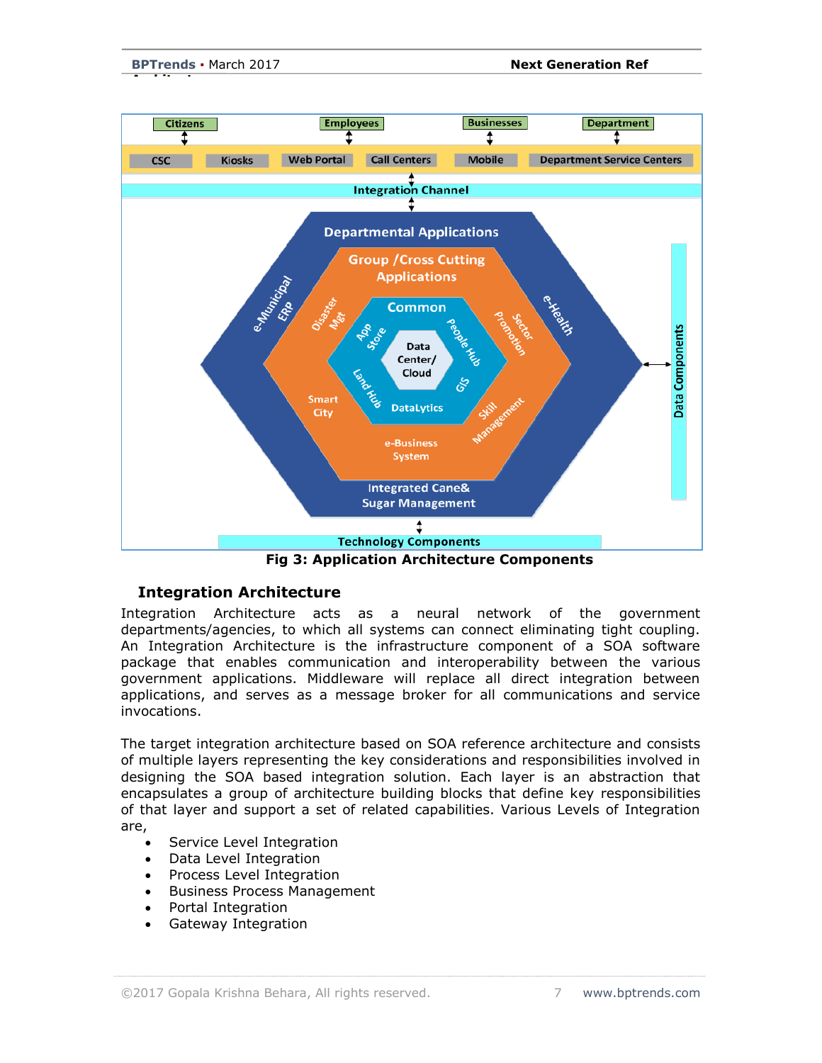Citizens

Employees

Businesses

Department

CSC

Kiosks

Web Portal

Call Centers

Mobile

Department Service Centers

Integration Channel

Departmental Applications

Group /Cross Cutting Applications

Common

Data Center/ Cloud

App Store

People Hub

Land Hub

GIS

DataLytics

e-Municipal ERP

Disaster Mgt

Sector Promotion

e-Health

Smart City

Skill Management

e-Business System

Integrated Cane& Sugar Management

Data Components

Technology Components

**Fig 3: Application Architecture Components**

## Integration Architecture

Integration Architecture acts as a neural network of the government departments/agencies, to which all systems can connect eliminating tight coupling. An Integration Architecture is the infrastructure component of a SOA software package that enables communication and interoperability between the various government applications. Middleware will replace all direct integration between applications, and serves as a message broker for all communications and service invocations.

The target integration architecture based on SOA reference architecture and consists of multiple layers representing the key considerations and responsibilities involved in designing the SOA based integration solution. Each layer is an abstraction that encapsulates a group of architecture building blocks that define key responsibilities of that layer and support a set of related capabilities. Various Levels of Integration are,

- Service Level Integration
- Data Level Integration
- Process Level Integration
- Business Process Management
- Portal Integration
- Gateway Integration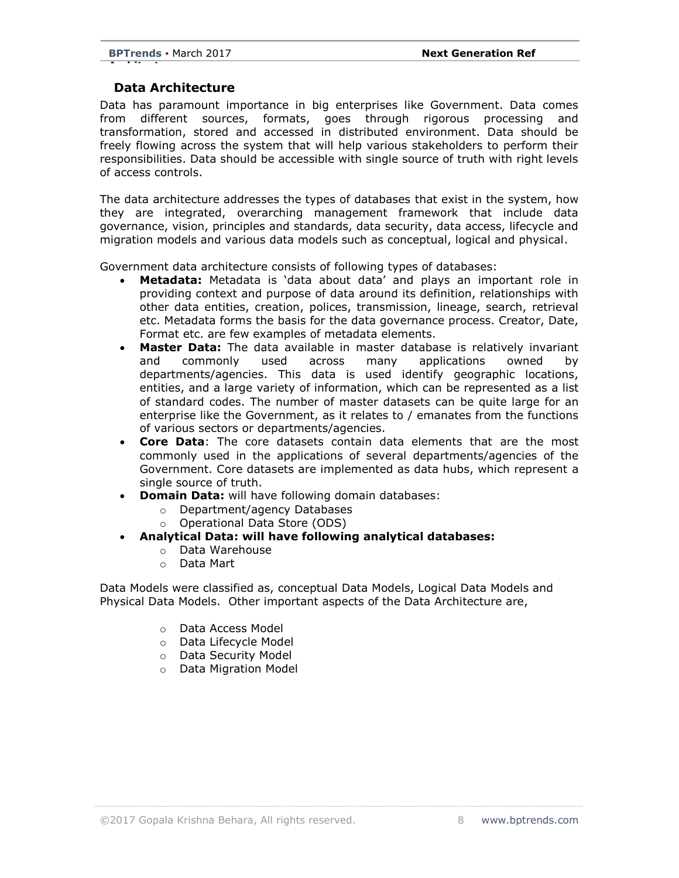## Data Architecture

Data has paramount importance in big enterprises like Government. Data comes from different sources, formats, goes through rigorous processing and transformation, stored and accessed in distributed environment. Data should be freely flowing across the system that will help various stakeholders to perform their responsibilities. Data should be accessible with single source of truth with right levels of access controls.

The data architecture addresses the types of databases that exist in the system, how they are integrated, overarching management framework that include data governance, vision, principles and standards, data security, data access, lifecycle and migration models and various data models such as conceptual, logical and physical.

Government data architecture consists of following types of databases:

- **Metadata:** Metadata is 'data about data' and plays an important role in providing context and purpose of data around its definition, relationships with other data entities, creation, polices, transmission, lineage, search, retrieval etc. Metadata forms the basis for the data governance process. Creator, Date, Format etc. are few examples of metadata elements.
- **Master Data:** The data available in master database is relatively invariant and commonly used across many applications owned by departments/agencies. This data is used identify geographic locations, entities, and a large variety of information, which can be represented as a list of standard codes. The number of master datasets can be quite large for an enterprise like the Government, as it relates to / emanates from the functions of various sectors or departments/agencies.
- **Core Data**: The core datasets contain data elements that are the most commonly used in the applications of several departments/agencies of the Government. Core datasets are implemented as data hubs, which represent a single source of truth.
- **Domain Data:** will have following domain databases:
  - Department/agency Databases
  - Operational Data Store (ODS)
- **Analytical Data: will have following analytical databases:**
  - Data Warehouse
  - Data Mart

Data Models were classified as, conceptual Data Models, Logical Data Models and Physical Data Models. Other important aspects of the Data Architecture are,

- Data Access Model
- Data Lifecycle Model
- Data Security Model
- Data Migration Model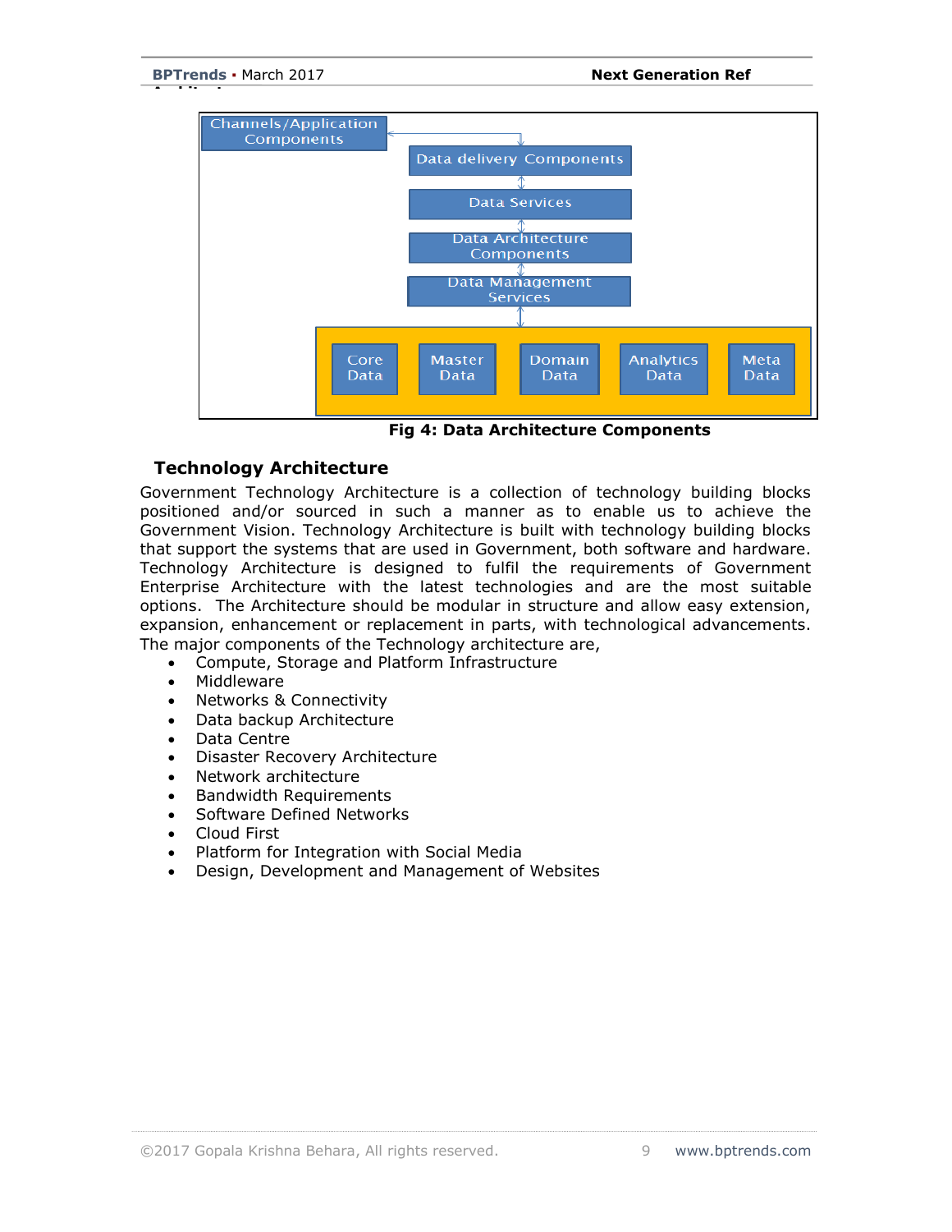Channels/Application Components

Data delivery Components

Data Services

Data Architecture Components

Data Management Services

Core Data | Master Data | Domain Data | Analytics Data | Meta Data

**Fig 4: Data Architecture Components**

## Technology Architecture

Government Technology Architecture is a collection of technology building blocks positioned and/or sourced in such a manner as to enable us to achieve the Government Vision. Technology Architecture is built with technology building blocks that support the systems that are used in Government, both software and hardware. Technology Architecture is designed to fulfil the requirements of Government Enterprise Architecture with the latest technologies and are the most suitable options. The Architecture should be modular in structure and allow easy extension, expansion, enhancement or replacement in parts, with technological advancements. The major components of the Technology architecture are,

- Compute, Storage and Platform Infrastructure
- Middleware
- Networks & Connectivity
- Data backup Architecture
- Data Centre
- Disaster Recovery Architecture
- Network architecture
- Bandwidth Requirements
- Software Defined Networks
- Cloud First
- Platform for Integration with Social Media
- Design, Development and Management of Websites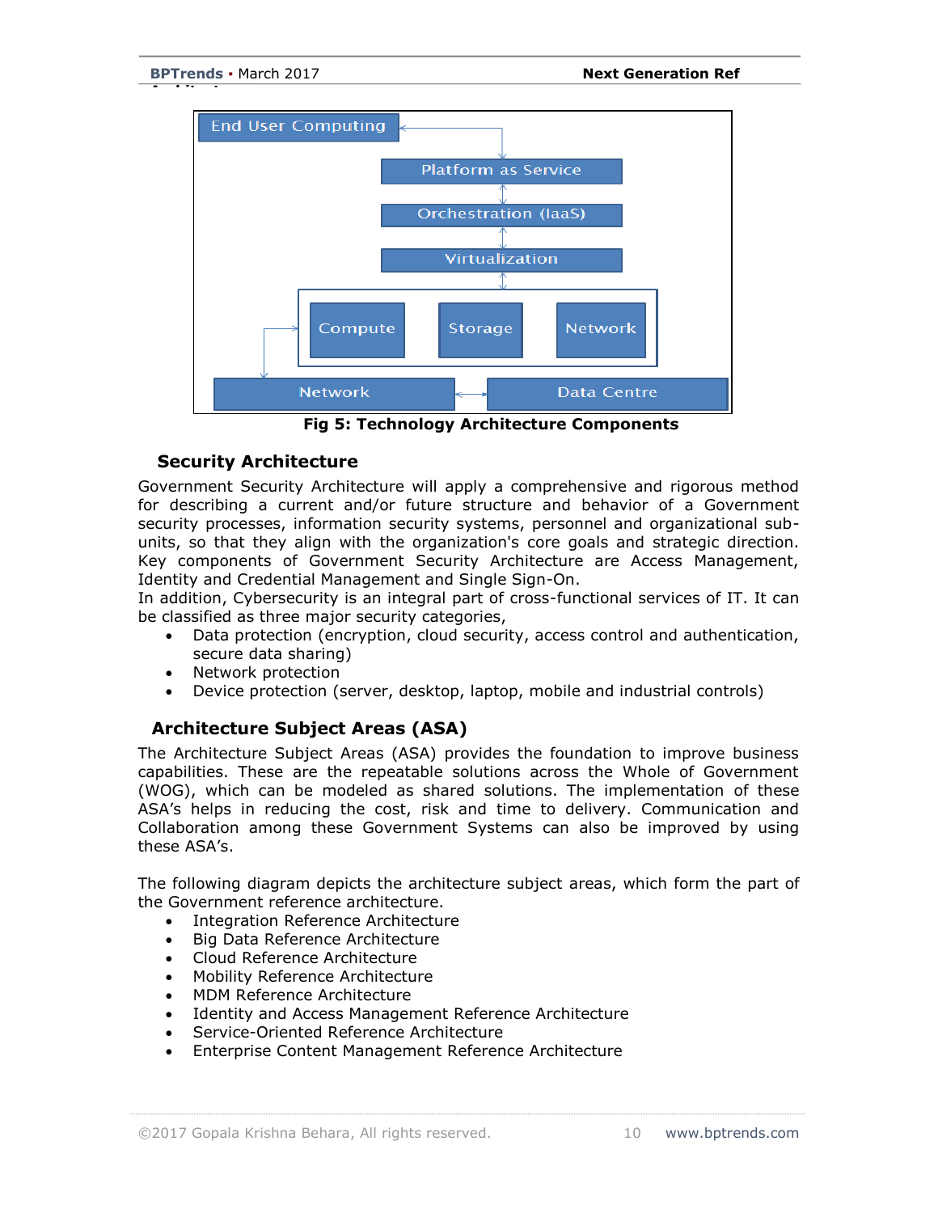End User Computing

Platform as Service

Orchestration (IaaS)

Virtualization

Compute

Storage

Network

Network

Data Centre

**Fig 5: Technology Architecture Components**

## Security Architecture

Government Security Architecture will apply a comprehensive and rigorous method for describing a current and/or future structure and behavior of a Government security processes, information security systems, personnel and organizational sub-units, so that they align with the organization's core goals and strategic direction. Key components of Government Security Architecture are Access Management, Identity and Credential Management and Single Sign-On.

In addition, Cybersecurity is an integral part of cross-functional services of IT. It can be classified as three major security categories,

- Data protection (encryption, cloud security, access control and authentication, secure data sharing)
- Network protection
- Device protection (server, desktop, laptop, mobile and industrial controls)

## Architecture Subject Areas (ASA)

The Architecture Subject Areas (ASA) provides the foundation to improve business capabilities. These are the repeatable solutions across the Whole of Government (WOG), which can be modeled as shared solutions. The implementation of these ASA's helps in reducing the cost, risk and time to delivery. Communication and Collaboration among these Government Systems can also be improved by using these ASA's.

The following diagram depicts the architecture subject areas, which form the part of the Government reference architecture.

- Integration Reference Architecture
- Big Data Reference Architecture
- Cloud Reference Architecture
- Mobility Reference Architecture
- MDM Reference Architecture
- Identity and Access Management Reference Architecture
- Service-Oriented Reference Architecture
- Enterprise Content Management Reference Architecture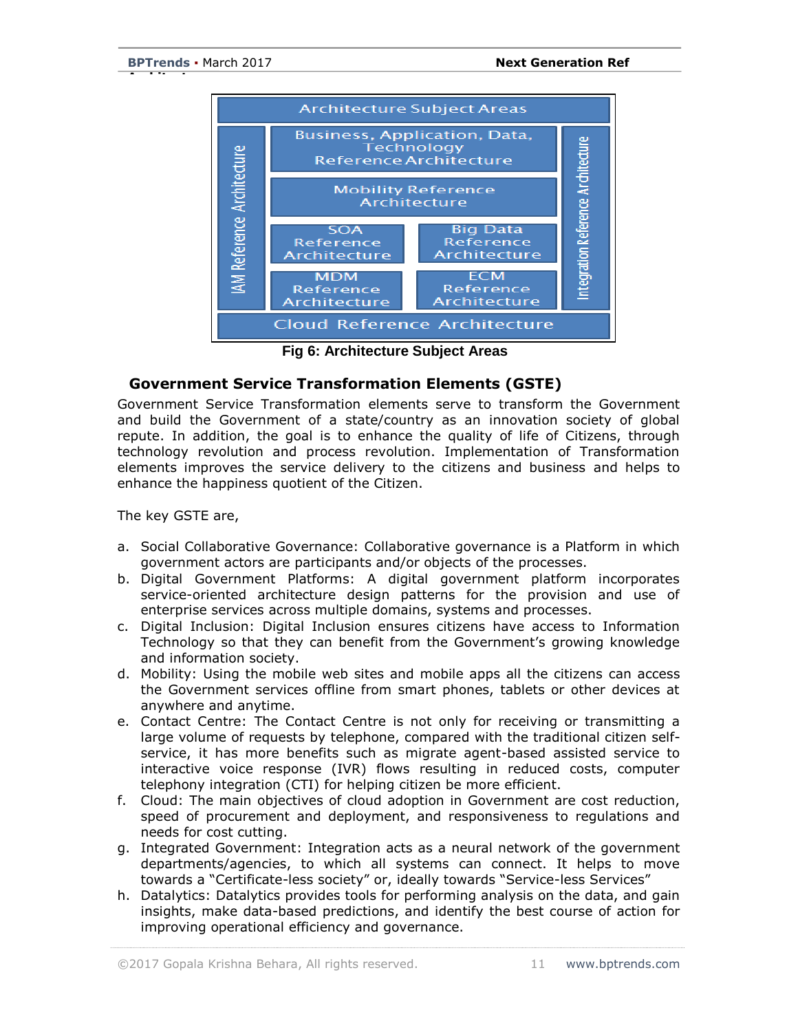Architecture Subject Areas

Business, Application, Data, Technology Reference Architecture

Mobility Reference Architecture

SOA Reference Architecture

Big Data Reference Architecture

MDM Reference Architecture

ECM Reference Architecture

IAM Reference Architecture

Integration Reference Architecture

Cloud Reference Architecture

**Fig 6: Architecture Subject Areas**

## Government Service Transformation Elements (GSTE)

Government Service Transformation elements serve to transform the Government and build the Government of a state/country as an innovation society of global repute. In addition, the goal is to enhance the quality of life of Citizens, through technology revolution and process revolution. Implementation of Transformation elements improves the service delivery to the citizens and business and helps to enhance the happiness quotient of the Citizen.

The key GSTE are,

a. Social Collaborative Governance: Collaborative governance is a Platform in which government actors are participants and/or objects of the processes.
b. Digital Government Platforms: A digital government platform incorporates service-oriented architecture design patterns for the provision and use of enterprise services across multiple domains, systems and processes.
c. Digital Inclusion: Digital Inclusion ensures citizens have access to Information Technology so that they can benefit from the Government's growing knowledge and information society.
d. Mobility: Using the mobile web sites and mobile apps all the citizens can access the Government services offline from smart phones, tablets or other devices at anywhere and anytime.
e. Contact Centre: The Contact Centre is not only for receiving or transmitting a large volume of requests by telephone, compared with the traditional citizen self-service, it has more benefits such as migrate agent-based assisted service to interactive voice response (IVR) flows resulting in reduced costs, computer telephony integration (CTI) for helping citizen be more efficient.
f. Cloud: The main objectives of cloud adoption in Government are cost reduction, speed of procurement and deployment, and responsiveness to regulations and needs for cost cutting.
g. Integrated Government: Integration acts as a neural network of the government departments/agencies, to which all systems can connect. It helps to move towards a "Certificate-less society" or, ideally towards "Service-less Services"
h. Datalytics: Datalytics provides tools for performing analysis on the data, and gain insights, make data-based predictions, and identify the best course of action for improving operational efficiency and governance.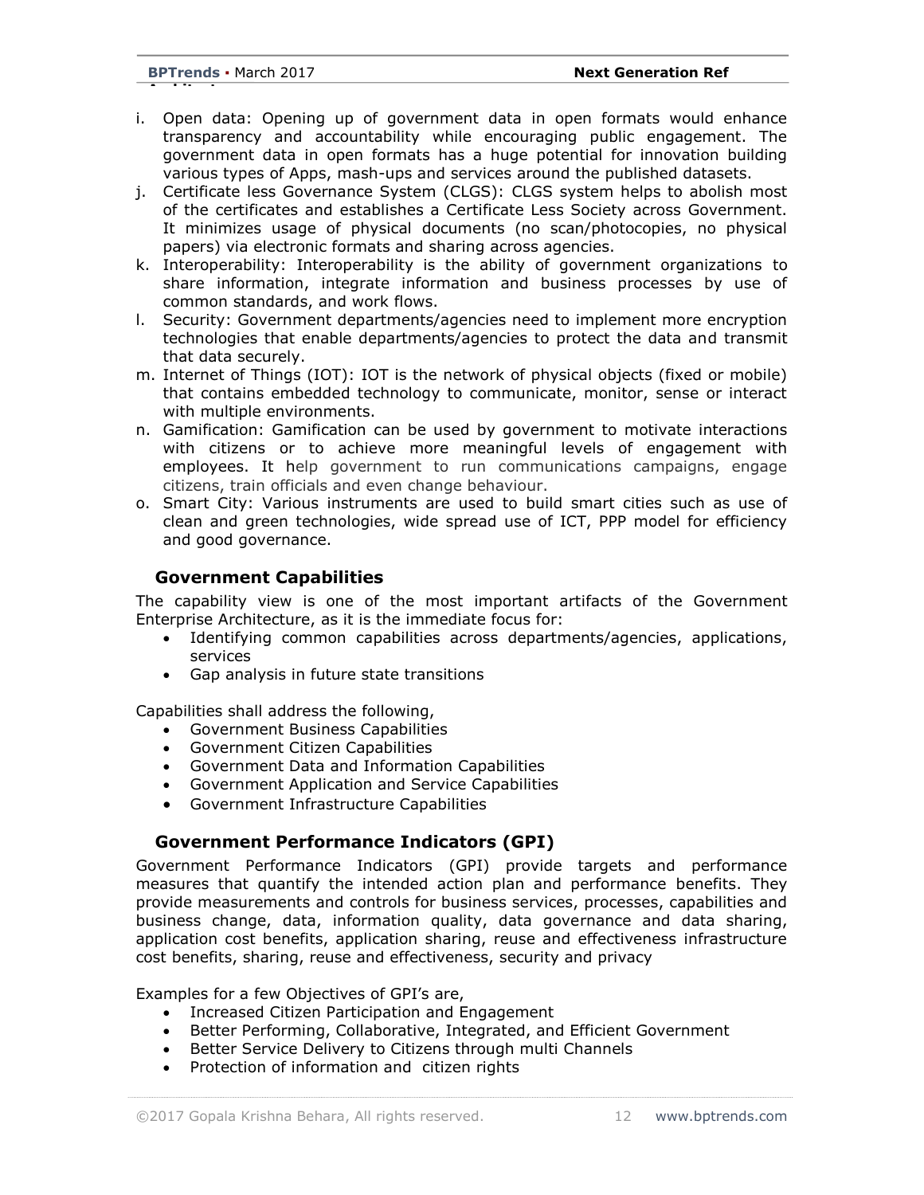i. Open data: Opening up of government data in open formats would enhance transparency and accountability while encouraging public engagement. The government data in open formats has a huge potential for innovation building various types of Apps, mash-ups and services around the published datasets.
j. Certificate less Governance System (CLGS): CLGS system helps to abolish most of the certificates and establishes a Certificate Less Society across Government. It minimizes usage of physical documents (no scan/photocopies, no physical papers) via electronic formats and sharing across agencies.
k. Interoperability: Interoperability is the ability of government organizations to share information, integrate information and business processes by use of common standards, and work flows.
l. Security: Government departments/agencies need to implement more encryption technologies that enable departments/agencies to protect the data and transmit that data securely.
m. Internet of Things (IOT): IOT is the network of physical objects (fixed or mobile) that contains embedded technology to communicate, monitor, sense or interact with multiple environments.
n. Gamification: Gamification can be used by government to motivate interactions with citizens or to achieve more meaningful levels of engagement with employees. It help government to run communications campaigns, engage citizens, train officials and even change behaviour.
o. Smart City: Various instruments are used to build smart cities such as use of clean and green technologies, wide spread use of ICT, PPP model for efficiency and good governance.

## Government Capabilities

The capability view is one of the most important artifacts of the Government Enterprise Architecture, as it is the immediate focus for:

- Identifying common capabilities across departments/agencies, applications, services
- Gap analysis in future state transitions

Capabilities shall address the following,

- Government Business Capabilities
- Government Citizen Capabilities
- Government Data and Information Capabilities
- Government Application and Service Capabilities
- Government Infrastructure Capabilities

## Government Performance Indicators (GPI)

Government Performance Indicators (GPI) provide targets and performance measures that quantify the intended action plan and performance benefits. They provide measurements and controls for business services, processes, capabilities and business change, data, information quality, data governance and data sharing, application cost benefits, application sharing, reuse and effectiveness infrastructure cost benefits, sharing, reuse and effectiveness, security and privacy

Examples for a few Objectives of GPI's are,

- Increased Citizen Participation and Engagement
- Better Performing, Collaborative, Integrated, and Efficient Government
- Better Service Delivery to Citizens through multi Channels
- Protection of information and citizen rights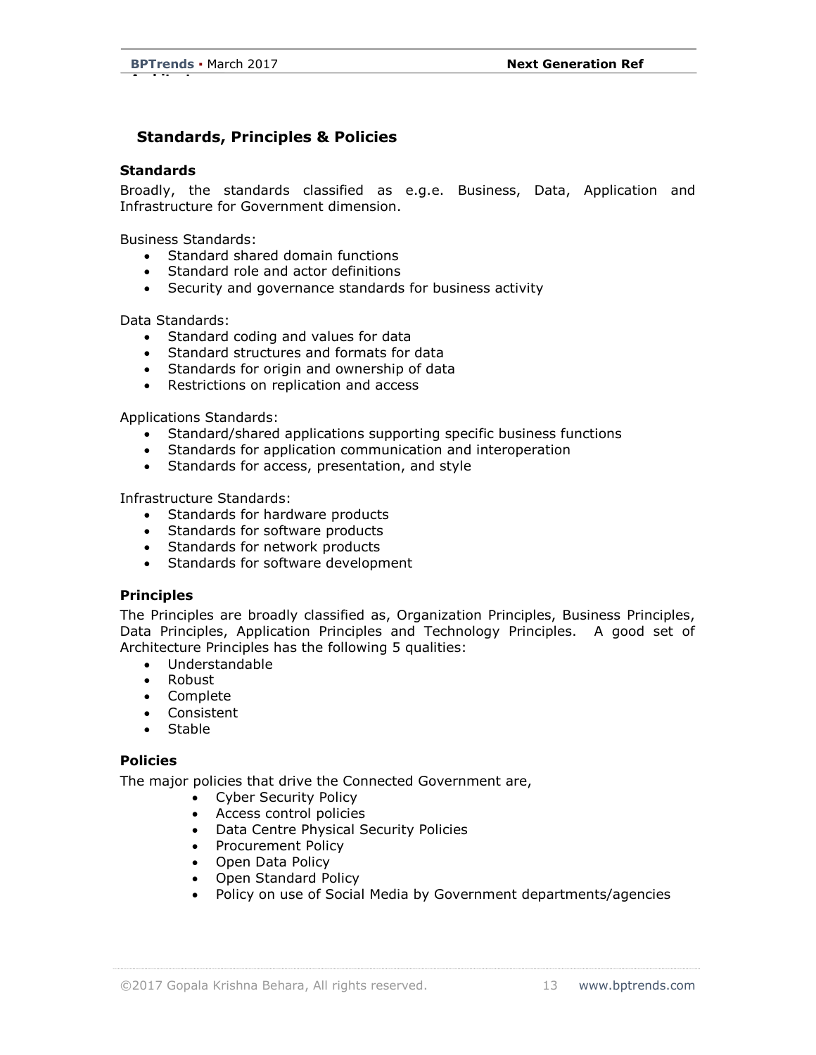## Standards, Principles & Policies

### Standards

Broadly, the standards classified as e.g.e. Business, Data, Application and Infrastructure for Government dimension.

Business Standards:

- Standard shared domain functions
- Standard role and actor definitions
- Security and governance standards for business activity

Data Standards:

- Standard coding and values for data
- Standard structures and formats for data
- Standards for origin and ownership of data
- Restrictions on replication and access

Applications Standards:

- Standard/shared applications supporting specific business functions
- Standards for application communication and interoperation
- Standards for access, presentation, and style

Infrastructure Standards:

- Standards for hardware products
- Standards for software products
- Standards for network products
- Standards for software development

### Principles

The Principles are broadly classified as, Organization Principles, Business Principles, Data Principles, Application Principles and Technology Principles. A good set of Architecture Principles has the following 5 qualities:

- Understandable
- Robust
- Complete
- Consistent
- Stable

### Policies

The major policies that drive the Connected Government are,

- Cyber Security Policy
- Access control policies
- Data Centre Physical Security Policies
- Procurement Policy
- Open Data Policy
- Open Standard Policy
- Policy on use of Social Media by Government departments/agencies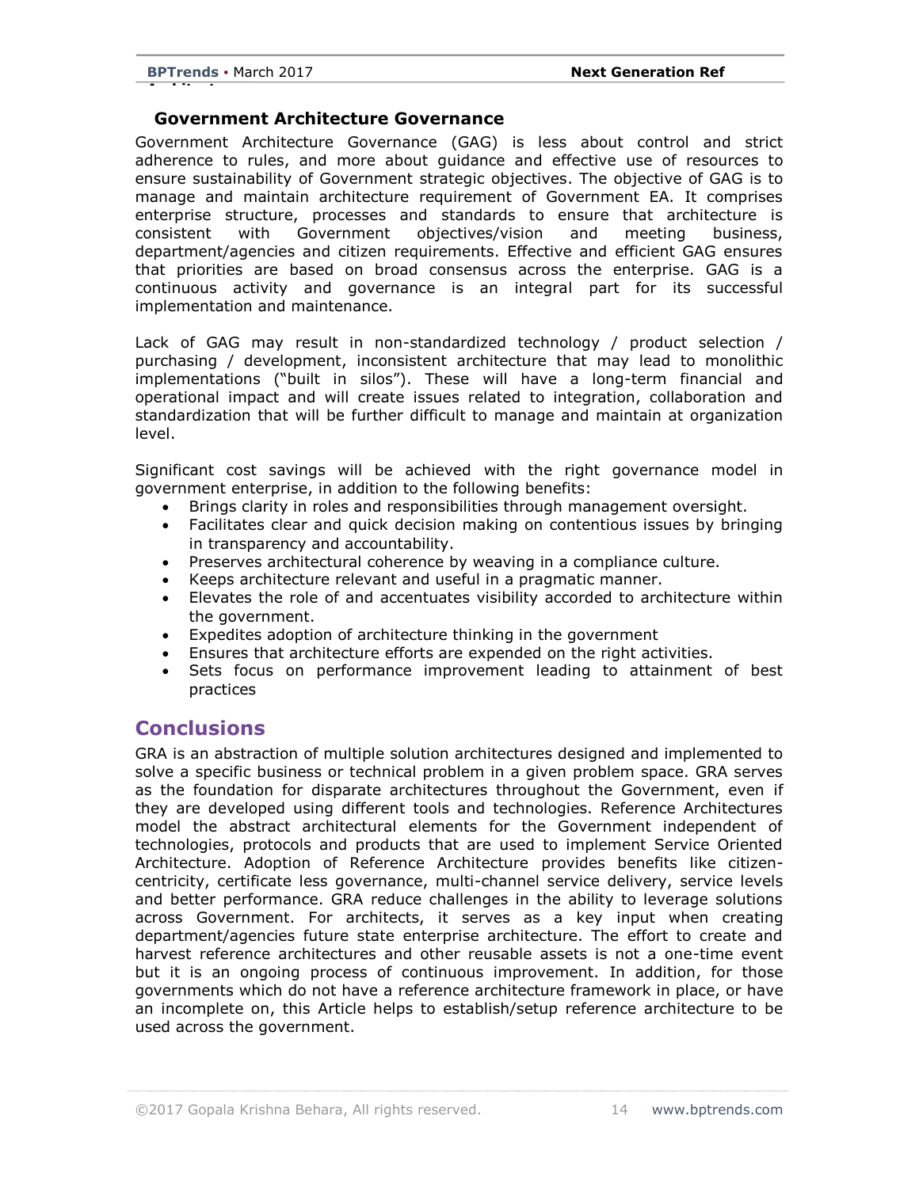### Government Architecture Governance

Government Architecture Governance (GAG) is less about control and strict adherence to rules, and more about guidance and effective use of resources to ensure sustainability of Government strategic objectives. The objective of GAG is to manage and maintain architecture requirement of Government EA. It comprises enterprise structure, processes and standards to ensure that architecture is consistent with Government objectives/vision and meeting business, department/agencies and citizen requirements. Effective and efficient GAG ensures that priorities are based on broad consensus across the enterprise. GAG is a continuous activity and governance is an integral part for its successful implementation and maintenance.

Lack of GAG may result in non-standardized technology / product selection / purchasing / development, inconsistent architecture that may lead to monolithic implementations ("built in silos"). These will have a long-term financial and operational impact and will create issues related to integration, collaboration and standardization that will be further difficult to manage and maintain at organization level.

Significant cost savings will be achieved with the right governance model in government enterprise, in addition to the following benefits:

- Brings clarity in roles and responsibilities through management oversight.
- Facilitates clear and quick decision making on contentious issues by bringing in transparency and accountability.
- Preserves architectural coherence by weaving in a compliance culture.
- Keeps architecture relevant and useful in a pragmatic manner.
- Elevates the role of and accentuates visibility accorded to architecture within the government.
- Expedites adoption of architecture thinking in the government
- Ensures that architecture efforts are expended on the right activities.
- Sets focus on performance improvement leading to attainment of best practices

## Conclusions

GRA is an abstraction of multiple solution architectures designed and implemented to solve a specific business or technical problem in a given problem space. GRA serves as the foundation for disparate architectures throughout the Government, even if they are developed using different tools and technologies. Reference Architectures model the abstract architectural elements for the Government independent of technologies, protocols and products that are used to implement Service Oriented Architecture. Adoption of Reference Architecture provides benefits like citizen-centricity, certificate less governance, multi-channel service delivery, service levels and better performance. GRA reduce challenges in the ability to leverage solutions across Government. For architects, it serves as a key input when creating department/agencies future state enterprise architecture. The effort to create and harvest reference architectures and other reusable assets is not a one-time event but it is an ongoing process of continuous improvement. In addition, for those governments which do not have a reference architecture framework in place, or have an incomplete on, this Article helps to establish/setup reference architecture to be used across the government.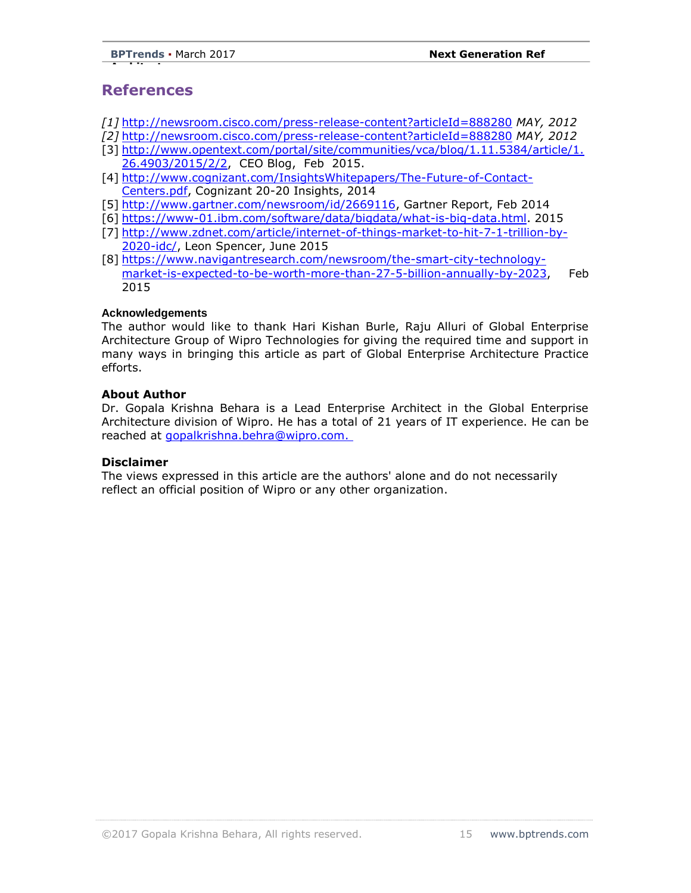## References

*[1]* http://newsroom.cisco.com/press-release-content?articleId=888280 *MAY, 2012*
*[2]* http://newsroom.cisco.com/press-release-content?articleId=888280 *MAY, 2012*
[3] http://www.opentext.com/portal/site/communities/vca/blog/1.11.5384/article/1.26.4903/2015/2/2, CEO Blog, Feb 2015.
[4] http://www.cognizant.com/InsightsWhitepapers/The-Future-of-Contact-Centers.pdf, Cognizant 20-20 Insights, 2014
[5] http://www.gartner.com/newsroom/id/2669116, Gartner Report, Feb 2014
[6] https://www-01.ibm.com/software/data/bigdata/what-is-big-data.html. 2015
[7] http://www.zdnet.com/article/internet-of-things-market-to-hit-7-1-trillion-by-2020-idc/, Leon Spencer, June 2015
[8] https://www.navigantresearch.com/newsroom/the-smart-city-technology-market-is-expected-to-be-worth-more-than-27-5-billion-annually-by-2023, Feb 2015

**Acknowledgements**

The author would like to thank Hari Kishan Burle, Raju Alluri of Global Enterprise Architecture Group of Wipro Technologies for giving the required time and support in many ways in bringing this article as part of Global Enterprise Architecture Practice efforts.

**About Author**

Dr. Gopala Krishna Behara is a Lead Enterprise Architect in the Global Enterprise Architecture division of Wipro. He has a total of 21 years of IT experience. He can be reached at gopalkrishna.behra@wipro.com.

**Disclaimer**

The views expressed in this article are the authors' alone and do not necessarily reflect an official position of Wipro or any other organization.